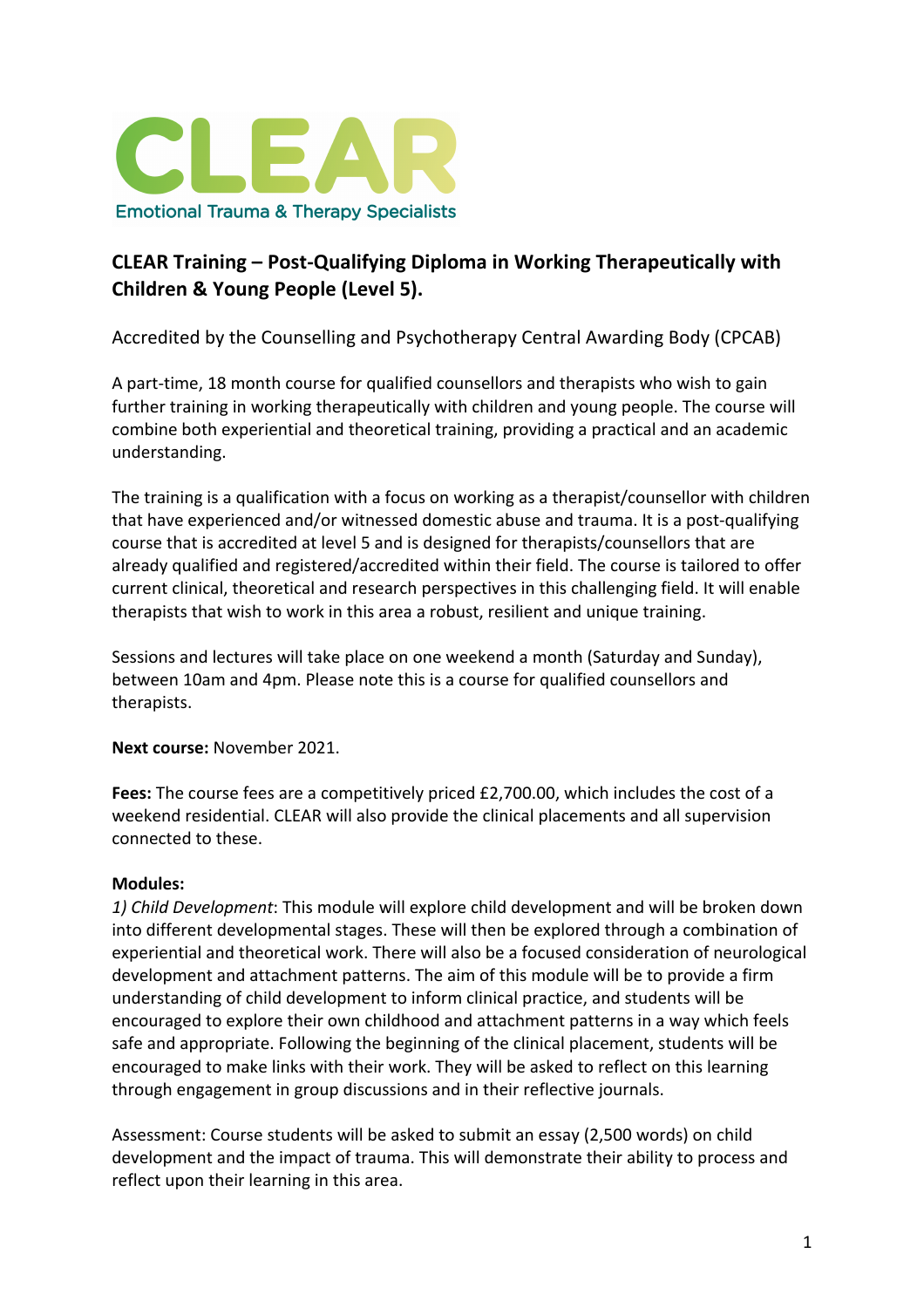CLEAR

Emotional Trauma & Therapy Specialists

# CLEAR Training – Post-Qualifying Diploma in Working Therapeutically with Children & Young People (Level 5).

Accredited by the Counselling and Psychotherapy Central Awarding Body (CPCAB)

A part-time, 18 month course for qualified counsellors and therapists who wish to gain further training in working therapeutically with children and young people. The course will combine both experiential and theoretical training, providing a practical and an academic understanding.

The training is a qualification with a focus on working as a therapist/counsellor with children that have experienced and/or witnessed domestic abuse and trauma. It is a post-qualifying course that is accredited at level 5 and is designed for therapists/counsellors that are already qualified and registered/accredited within their field. The course is tailored to offer current clinical, theoretical and research perspectives in this challenging field. It will enable therapists that wish to work in this area a robust, resilient and unique training.

Sessions and lectures will take place on one weekend a month (Saturday and Sunday), between 10am and 4pm. Please note this is a course for qualified counsellors and therapists.

**Next course:** November 2021.

**Fees:** The course fees are a competitively priced £2,700.00, which includes the cost of a weekend residential. CLEAR will also provide the clinical placements and all supervision connected to these.

**Modules:**

*1) Child Development*: This module will explore child development and will be broken down into different developmental stages. These will then be explored through a combination of experiential and theoretical work. There will also be a focused consideration of neurological development and attachment patterns. The aim of this module will be to provide a firm understanding of child development to inform clinical practice, and students will be encouraged to explore their own childhood and attachment patterns in a way which feels safe and appropriate. Following the beginning of the clinical placement, students will be encouraged to make links with their work. They will be asked to reflect on this learning through engagement in group discussions and in their reflective journals.

Assessment: Course students will be asked to submit an essay (2,500 words) on child development and the impact of trauma. This will demonstrate their ability to process and reflect upon their learning in this area.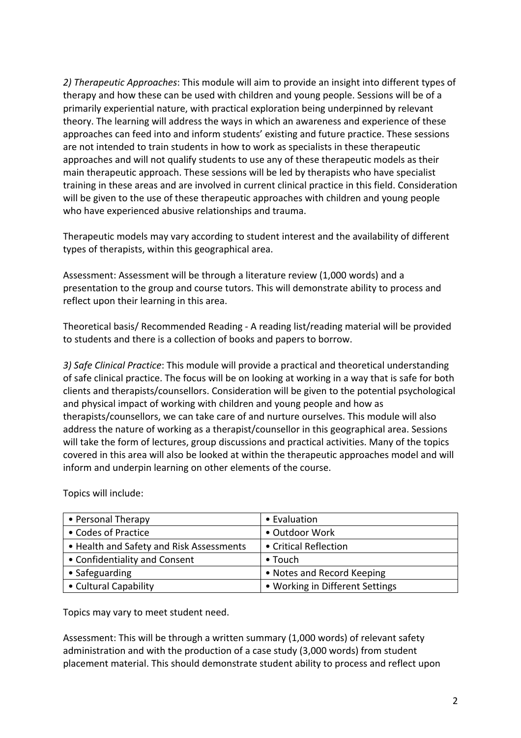*2) Therapeutic Approaches*: This module will aim to provide an insight into different types of therapy and how these can be used with children and young people. Sessions will be of a primarily experiential nature, with practical exploration being underpinned by relevant theory. The learning will address the ways in which an awareness and experience of these approaches can feed into and inform students' existing and future practice. These sessions are not intended to train students in how to work as specialists in these therapeutic approaches and will not qualify students to use any of these therapeutic models as their main therapeutic approach. These sessions will be led by therapists who have specialist training in these areas and are involved in current clinical practice in this field. Consideration will be given to the use of these therapeutic approaches with children and young people who have experienced abusive relationships and trauma.

Therapeutic models may vary according to student interest and the availability of different types of therapists, within this geographical area.

Assessment: Assessment will be through a literature review (1,000 words) and a presentation to the group and course tutors. This will demonstrate ability to process and reflect upon their learning in this area.

Theoretical basis/ Recommended Reading - A reading list/reading material will be provided to students and there is a collection of books and papers to borrow.

*3) Safe Clinical Practice*: This module will provide a practical and theoretical understanding of safe clinical practice. The focus will be on looking at working in a way that is safe for both clients and therapists/counsellors. Consideration will be given to the potential psychological and physical impact of working with children and young people and how as therapists/counsellors, we can take care of and nurture ourselves. This module will also address the nature of working as a therapist/counsellor in this geographical area. Sessions will take the form of lectures, group discussions and practical activities. Many of the topics covered in this area will also be looked at within the therapeutic approaches model and will inform and underpin learning on other elements of the course.

Topics will include:

| | |
|---|---|
| • Personal Therapy | • Evaluation |
| • Codes of Practice | • Outdoor Work |
| • Health and Safety and Risk Assessments | • Critical Reflection |
| • Confidentiality and Consent | • Touch |
| • Safeguarding | • Notes and Record Keeping |
| • Cultural Capability | • Working in Different Settings |

Topics may vary to meet student need.

Assessment: This will be through a written summary (1,000 words) of relevant safety administration and with the production of a case study (3,000 words) from student placement material. This should demonstrate student ability to process and reflect upon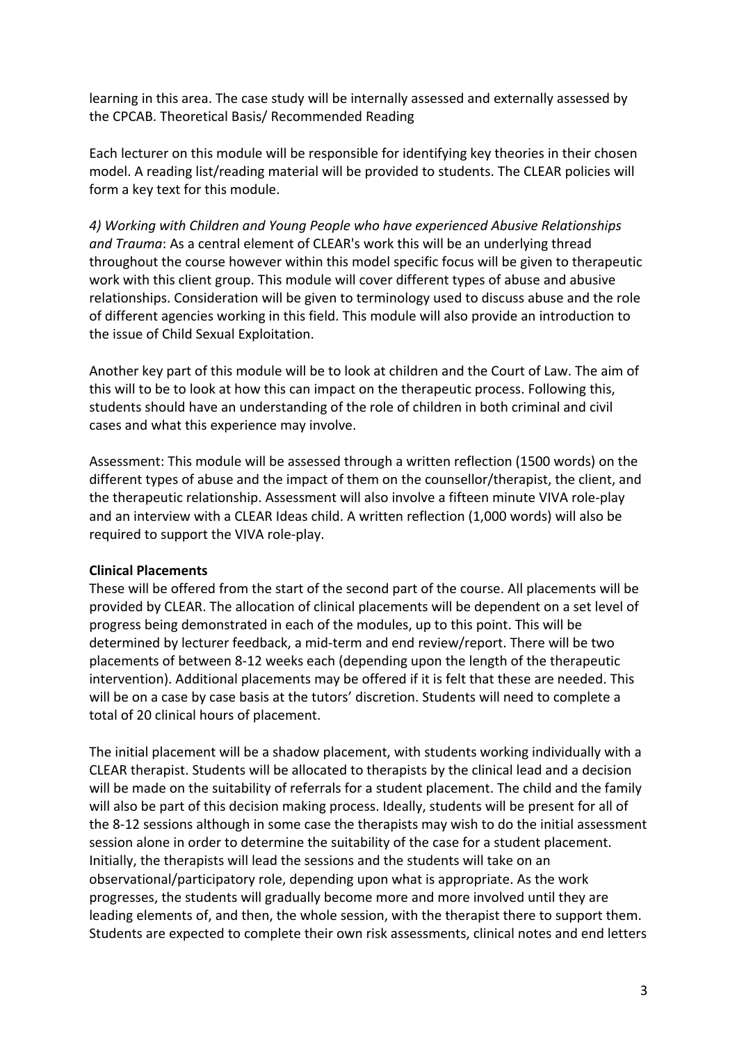learning in this area. The case study will be internally assessed and externally assessed by the CPCAB. Theoretical Basis/ Recommended Reading

Each lecturer on this module will be responsible for identifying key theories in their chosen model. A reading list/reading material will be provided to students. The CLEAR policies will form a key text for this module.

*4) Working with Children and Young People who have experienced Abusive Relationships and Trauma*: As a central element of CLEAR's work this will be an underlying thread throughout the course however within this model specific focus will be given to therapeutic work with this client group. This module will cover different types of abuse and abusive relationships. Consideration will be given to terminology used to discuss abuse and the role of different agencies working in this field. This module will also provide an introduction to the issue of Child Sexual Exploitation.

Another key part of this module will be to look at children and the Court of Law. The aim of this will to be to look at how this can impact on the therapeutic process. Following this, students should have an understanding of the role of children in both criminal and civil cases and what this experience may involve.

Assessment: This module will be assessed through a written reflection (1500 words) on the different types of abuse and the impact of them on the counsellor/therapist, the client, and the therapeutic relationship. Assessment will also involve a fifteen minute VIVA role-play and an interview with a CLEAR Ideas child. A written reflection (1,000 words) will also be required to support the VIVA role-play.

**Clinical Placements**

These will be offered from the start of the second part of the course. All placements will be provided by CLEAR. The allocation of clinical placements will be dependent on a set level of progress being demonstrated in each of the modules, up to this point. This will be determined by lecturer feedback, a mid-term and end review/report. There will be two placements of between 8-12 weeks each (depending upon the length of the therapeutic intervention). Additional placements may be offered if it is felt that these are needed. This will be on a case by case basis at the tutors' discretion. Students will need to complete a total of 20 clinical hours of placement.

The initial placement will be a shadow placement, with students working individually with a CLEAR therapist. Students will be allocated to therapists by the clinical lead and a decision will be made on the suitability of referrals for a student placement. The child and the family will also be part of this decision making process. Ideally, students will be present for all of the 8-12 sessions although in some case the therapists may wish to do the initial assessment session alone in order to determine the suitability of the case for a student placement. Initially, the therapists will lead the sessions and the students will take on an observational/participatory role, depending upon what is appropriate. As the work progresses, the students will gradually become more and more involved until they are leading elements of, and then, the whole session, with the therapist there to support them. Students are expected to complete their own risk assessments, clinical notes and end letters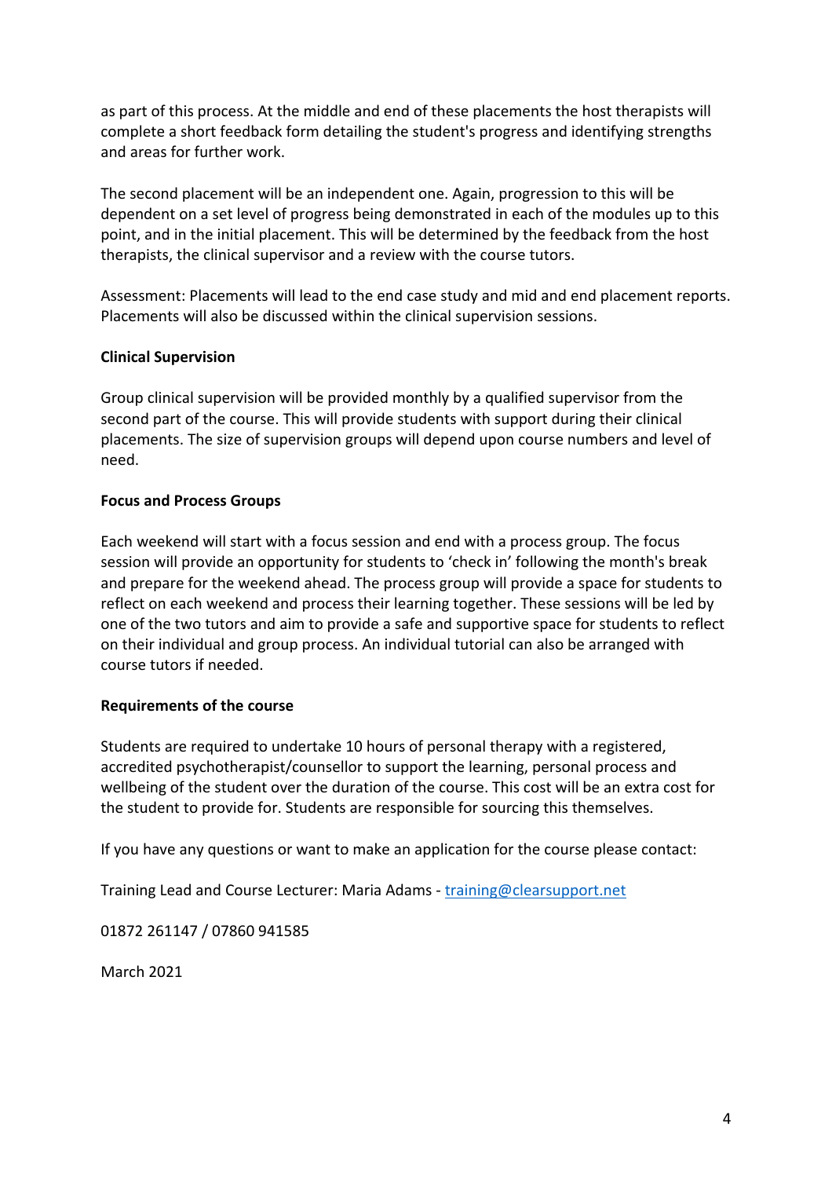as part of this process. At the middle and end of these placements the host therapists will complete a short feedback form detailing the student's progress and identifying strengths and areas for further work.

The second placement will be an independent one. Again, progression to this will be dependent on a set level of progress being demonstrated in each of the modules up to this point, and in the initial placement. This will be determined by the feedback from the host therapists, the clinical supervisor and a review with the course tutors.

Assessment: Placements will lead to the end case study and mid and end placement reports. Placements will also be discussed within the clinical supervision sessions.

**Clinical Supervision**

Group clinical supervision will be provided monthly by a qualified supervisor from the second part of the course. This will provide students with support during their clinical placements. The size of supervision groups will depend upon course numbers and level of need.

**Focus and Process Groups**

Each weekend will start with a focus session and end with a process group. The focus session will provide an opportunity for students to 'check in' following the month's break and prepare for the weekend ahead. The process group will provide a space for students to reflect on each weekend and process their learning together. These sessions will be led by one of the two tutors and aim to provide a safe and supportive space for students to reflect on their individual and group process. An individual tutorial can also be arranged with course tutors if needed.

**Requirements of the course**

Students are required to undertake 10 hours of personal therapy with a registered, accredited psychotherapist/counsellor to support the learning, personal process and wellbeing of the student over the duration of the course. This cost will be an extra cost for the student to provide for. Students are responsible for sourcing this themselves.

If you have any questions or want to make an application for the course please contact:

Training Lead and Course Lecturer: Maria Adams - training@clearsupport.net

01872 261147 / 07860 941585

March 2021